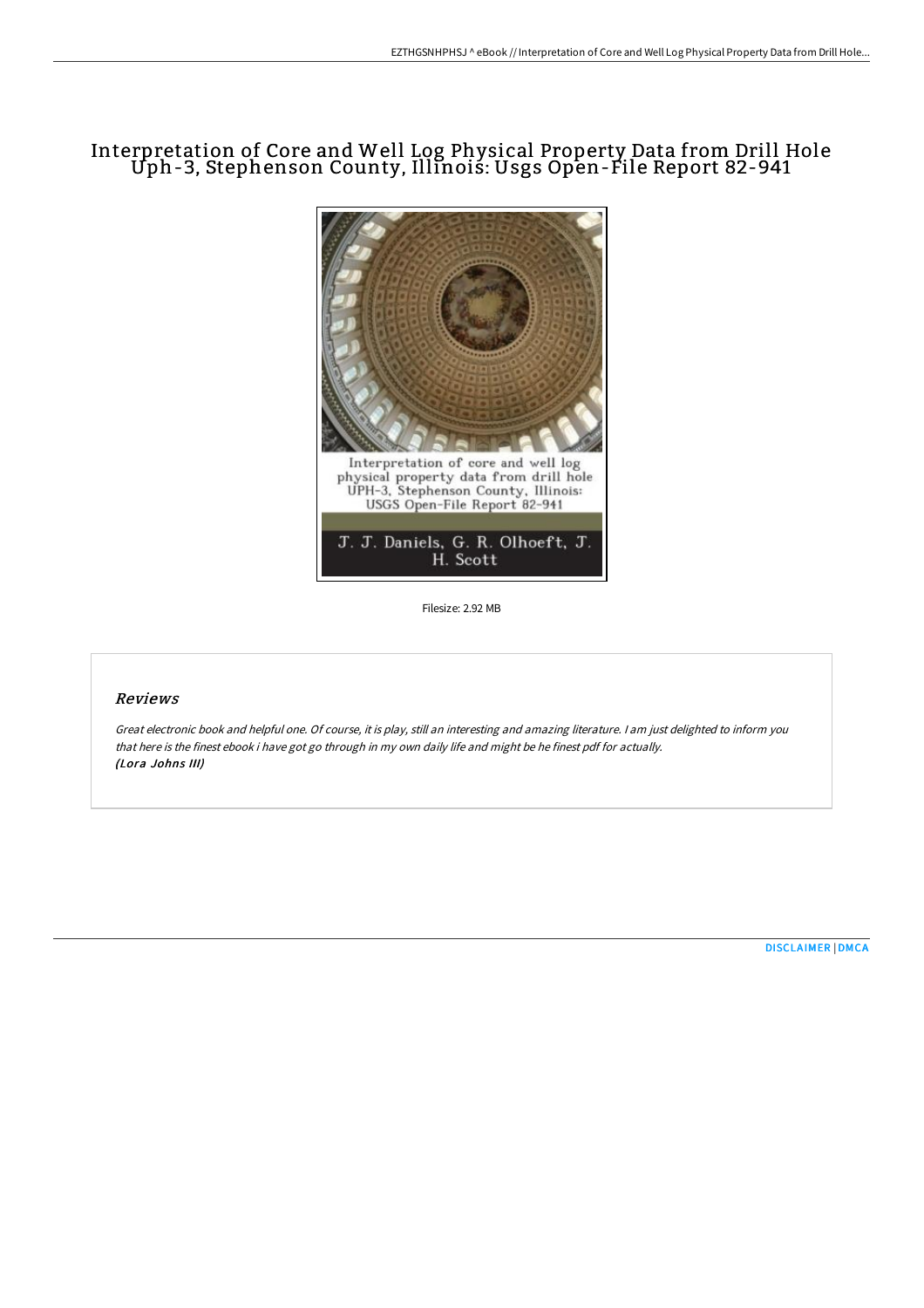# Interpretation of Core and Well Log Physical Property Data from Drill Hole Uph-3, Stephenson County, Illinois: Usgs Open-File Report 82-941

Filesize: 2.92 MB

## Reviews

*Great electronic book and helpful one. Of course, it is play, still an interesting and amazing literature. I am just delighted to inform you that here is the finest ebook i have got go through in my own daily life and might be he finest pdf for actually.*
***(Lora Johns III)***

[DISCLAIMER](#) | [DMCA](#)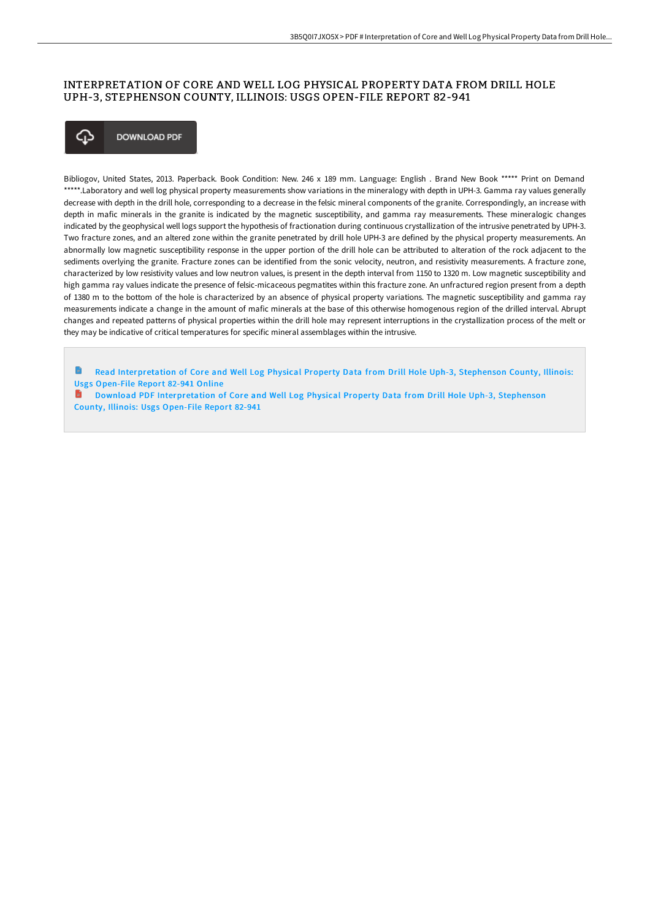# INTERPRETATION OF CORE AND WELL LOG PHYSICAL PROPERTY DATA FROM DRILL HOLE UPH-3, STEPHENSON COUNTY, ILLINOIS: USGS OPEN-FILE REPORT 82-941

DOWNLOAD PDF

Bibliogov, United States, 2013. Paperback. Book Condition: New. 246 x 189 mm. Language: English . Brand New Book ***** Print on Demand *****.Laboratory and well log physical property measurements show variations in the mineralogy with depth in UPH-3. Gamma ray values generally decrease with depth in the drill hole, corresponding to a decrease in the felsic mineral components of the granite. Correspondingly, an increase with depth in mafic minerals in the granite is indicated by the magnetic susceptibility, and gamma ray measurements. These mineralogic changes indicated by the geophysical well logs support the hypothesis of fractionation during continuous crystallization of the intrusive penetrated by UPH-3. Two fracture zones, and an altered zone within the granite penetrated by drill hole UPH-3 are defined by the physical property measurements. An abnormally low magnetic susceptibility response in the upper portion of the drill hole can be attributed to alteration of the rock adjacent to the sediments overlying the granite. Fracture zones can be identified from the sonic velocity, neutron, and resistivity measurements. A fracture zone, characterized by low resistivity values and low neutron values, is present in the depth interval from 1150 to 1320 m. Low magnetic susceptibility and high gamma ray values indicate the presence of felsic-micaceous pegmatites within this fracture zone. An unfractured region present from a depth of 1380 m to the bottom of the hole is characterized by an absence of physical property variations. The magnetic susceptibility and gamma ray measurements indicate a change in the amount of mafic minerals at the base of this otherwise homogenous region of the drilled interval. Abrupt changes and repeated patterns of physical properties within the drill hole may represent interruptions in the crystallization process of the melt or they may be indicative of critical temperatures for specific mineral assemblages within the intrusive.

Read Interpretation of Core and Well Log Physical Property Data from Drill Hole Uph-3, Stephenson County, Illinois: Usgs Open-File Report 82-941 Online

Download PDF Interpretation of Core and Well Log Physical Property Data from Drill Hole Uph-3, Stephenson County, Illinois: Usgs Open-File Report 82-941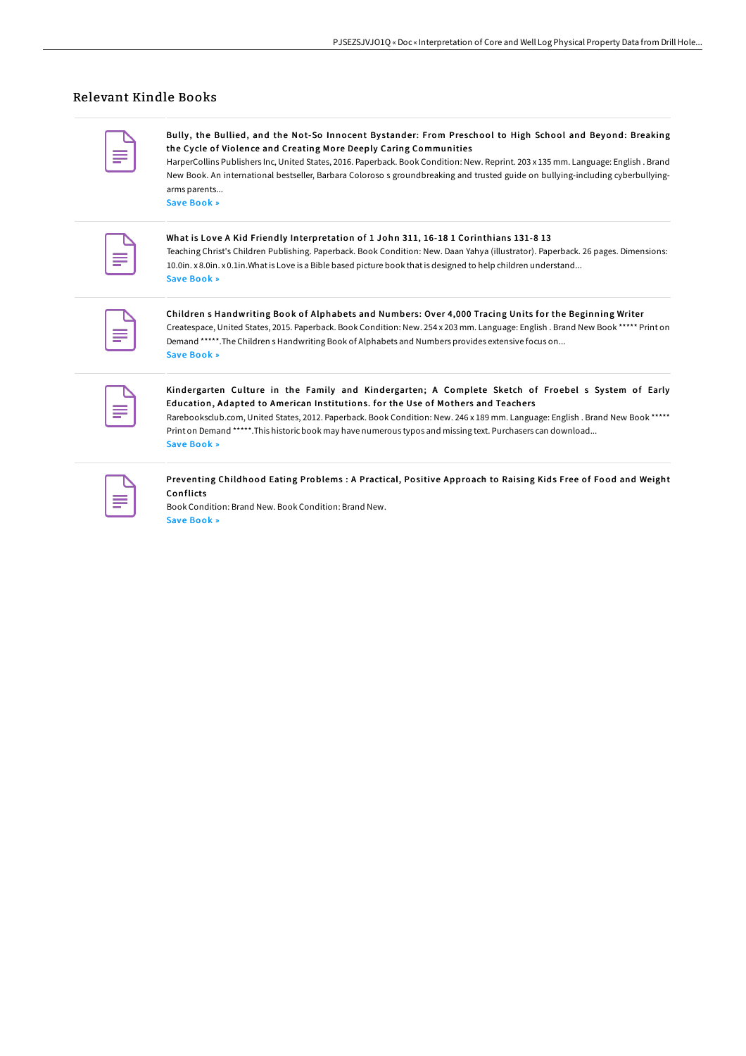## Relevant Kindle Books

**Bully, the Bullied, and the Not-So Innocent Bystander: From Preschool to High School and Beyond: Breaking the Cycle of Violence and Creating More Deeply Caring Communities**

HarperCollins Publishers Inc, United States, 2016. Paperback. Book Condition: New. Reprint. 203 x 135 mm. Language: English . Brand New Book. An international bestseller, Barbara Coloroso s groundbreaking and trusted guide on bullying-including cyberbullying-arms parents...

Save Book »

**What is Love A Kid Friendly Interpretation of 1 John 311, 16-18 1 Corinthians 131-8 13**

Teaching Christ's Children Publishing. Paperback. Book Condition: New. Daan Yahya (illustrator). Paperback. 26 pages. Dimensions: 10.0in. x 8.0in. x 0.1in.What is Love is a Bible based picture book that is designed to help children understand...

Save Book »

**Children s Handwriting Book of Alphabets and Numbers: Over 4,000 Tracing Units for the Beginning Writer**

Createspace, United States, 2015. Paperback. Book Condition: New. 254 x 203 mm. Language: English . Brand New Book ***** Print on Demand *****.The Children s Handwriting Book of Alphabets and Numbers provides extensive focus on...

Save Book »

**Kindergarten Culture in the Family and Kindergarten; A Complete Sketch of Froebel s System of Early Education, Adapted to American Institutions. for the Use of Mothers and Teachers**

Rarebooksclub.com, United States, 2012. Paperback. Book Condition: New. 246 x 189 mm. Language: English . Brand New Book ***** Print on Demand *****.This historic book may have numerous typos and missing text. Purchasers can download...

Save Book »

**Preventing Childhood Eating Problems : A Practical, Positive Approach to Raising Kids Free of Food and Weight Conflicts**

Book Condition: Brand New. Book Condition: Brand New.

Save Book »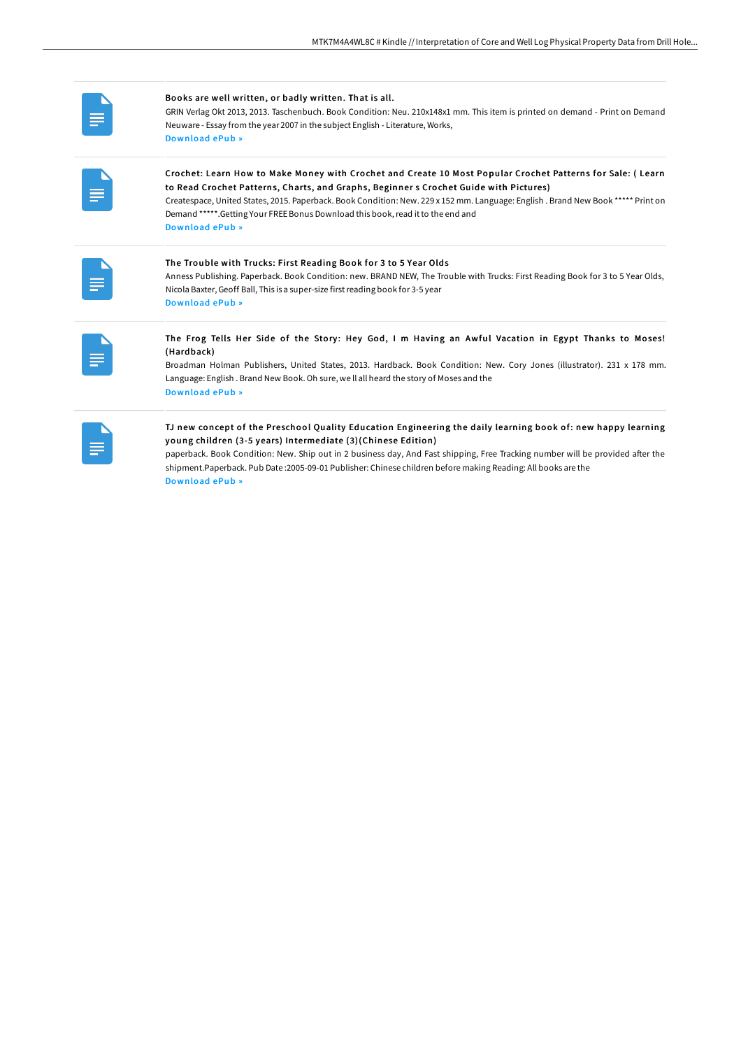### Books are well written, or badly written. That is all.

GRIN Verlag Okt 2013, 2013. Taschenbuch. Book Condition: Neu. 210x148x1 mm. This item is printed on demand - Print on Demand Neuware - Essay from the year 2007 in the subject English - Literature, Works,

Download ePub »

### Crochet: Learn How to Make Money with Crochet and Create 10 Most Popular Crochet Patterns for Sale: ( Learn to Read Crochet Patterns, Charts, and Graphs, Beginner s Crochet Guide with Pictures)

Createspace, United States, 2015. Paperback. Book Condition: New. 229 x 152 mm. Language: English . Brand New Book ***** Print on Demand *****.Getting Your FREE Bonus Download this book, read it to the end and

Download ePub »

### The Trouble with Trucks: First Reading Book for 3 to 5 Year Olds

Anness Publishing. Paperback. Book Condition: new. BRAND NEW, The Trouble with Trucks: First Reading Book for 3 to 5 Year Olds, Nicola Baxter, Geoff Ball, This is a super-size first reading book for 3-5 year

Download ePub »

### The Frog Tells Her Side of the Story: Hey God, I m Having an Awful Vacation in Egypt Thanks to Moses! (Hardback)

Broadman Holman Publishers, United States, 2013. Hardback. Book Condition: New. Cory Jones (illustrator). 231 x 178 mm. Language: English . Brand New Book. Oh sure, we ll all heard the story of Moses and the

Download ePub »

### TJ new concept of the Preschool Quality Education Engineering the daily learning book of: new happy learning young children (3-5 years) Intermediate (3)(Chinese Edition)

paperback. Book Condition: New. Ship out in 2 business day, And Fast shipping, Free Tracking number will be provided after the shipment.Paperback. Pub Date :2005-09-01 Publisher: Chinese children before making Reading: All books are the

Download ePub »